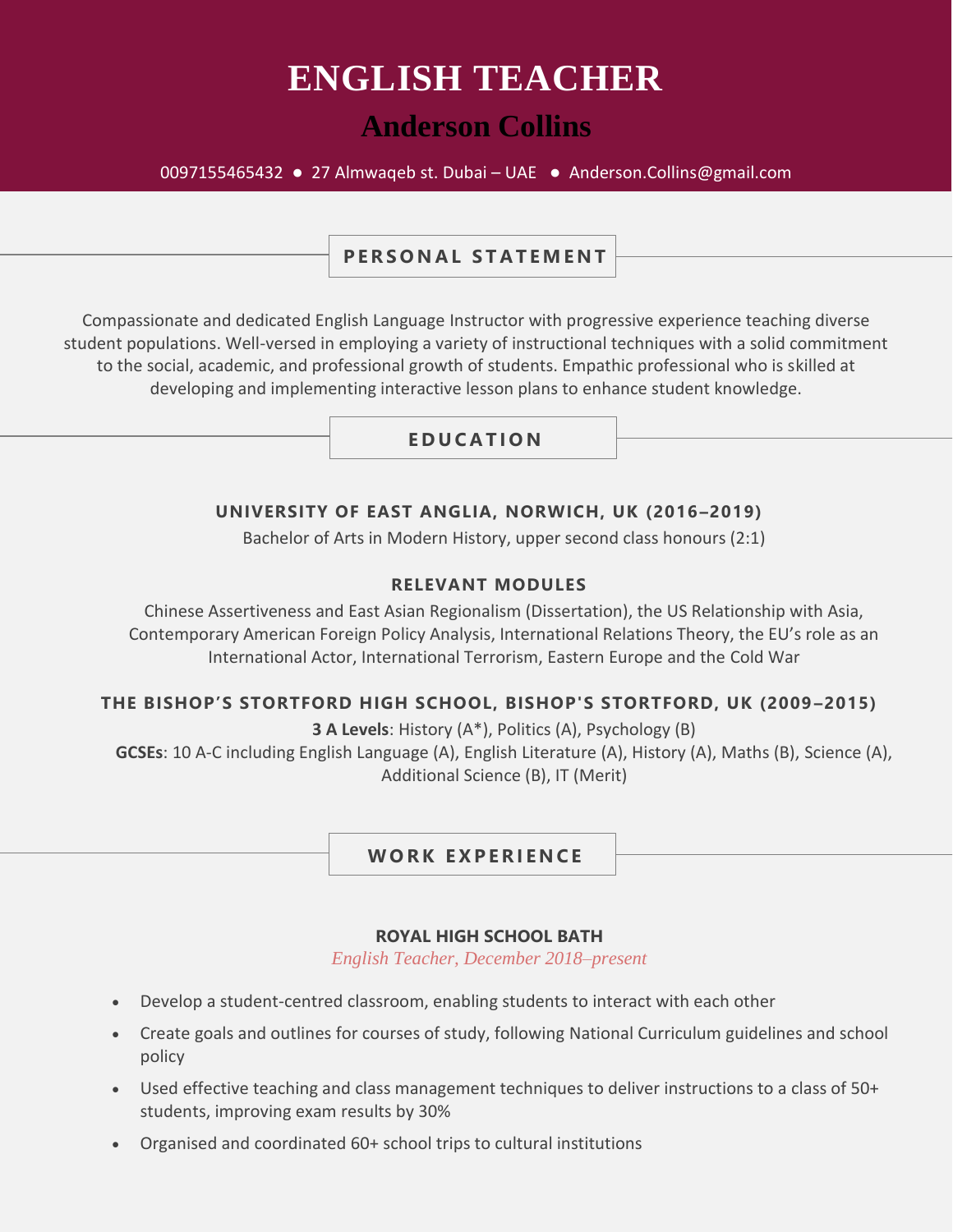# ENGLISH TEACHER

## Anderson Collins

0097155465432 ● 27 Almwaqeb st. Dubai – UAE ● Anderson.Collins@gmail.com

### PERSONAL STATEMENT

Compassionate and dedicated English Language Instructor with progressive experience teaching diverse student populations. Well-versed in employing a variety of instructional techniques with a solid commitment to the social, academic, and professional growth of students. Empathic professional who is skilled at developing and implementing interactive lesson plans to enhance student knowledge.

### EDUCATION

**UNIVERSITY OF EAST ANGLIA, NORWICH, UK (2016–2019)**

Bachelor of Arts in Modern History, upper second class honours (2:1)

**RELEVANT MODULES**

Chinese Assertiveness and East Asian Regionalism (Dissertation), the US Relationship with Asia, Contemporary American Foreign Policy Analysis, International Relations Theory, the EU's role as an International Actor, International Terrorism, Eastern Europe and the Cold War

**THE BISHOP'S STORTFORD HIGH SCHOOL, BISHOP'S STORTFORD, UK (2009–2015)**

**3 A Levels**: History (A*), Politics (A), Psychology (B)

**GCSEs**: 10 A-C including English Language (A), English Literature (A), History (A), Maths (B), Science (A), Additional Science (B), IT (Merit)

### WORK EXPERIENCE

**ROYAL HIGH SCHOOL BATH**

*English Teacher, December 2018–present*

- Develop a student-centred classroom, enabling students to interact with each other
- Create goals and outlines for courses of study, following National Curriculum guidelines and school policy
- Used effective teaching and class management techniques to deliver instructions to a class of 50+ students, improving exam results by 30%
- Organised and coordinated 60+ school trips to cultural institutions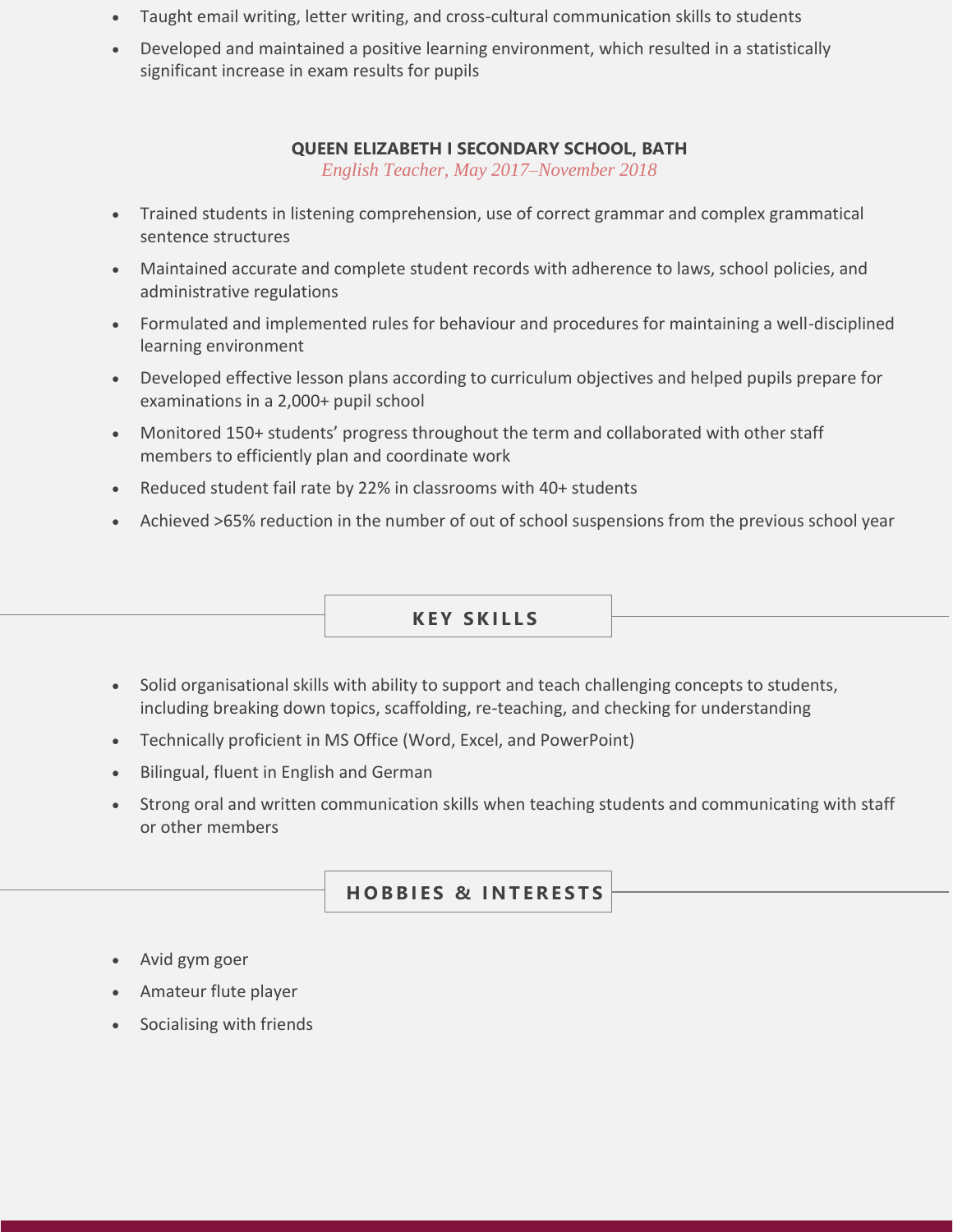- Taught email writing, letter writing, and cross-cultural communication skills to students
- Developed and maintained a positive learning environment, which resulted in a statistically significant increase in exam results for pupils

### QUEEN ELIZABETH I SECONDARY SCHOOL, BATH

*English Teacher, May 2017–November 2018*

- Trained students in listening comprehension, use of correct grammar and complex grammatical sentence structures
- Maintained accurate and complete student records with adherence to laws, school policies, and administrative regulations
- Formulated and implemented rules for behaviour and procedures for maintaining a well-disciplined learning environment
- Developed effective lesson plans according to curriculum objectives and helped pupils prepare for examinations in a 2,000+ pupil school
- Monitored 150+ students' progress throughout the term and collaborated with other staff members to efficiently plan and coordinate work
- Reduced student fail rate by 22% in classrooms with 40+ students
- Achieved >65% reduction in the number of out of school suspensions from the previous school year

## KEY SKILLS

- Solid organisational skills with ability to support and teach challenging concepts to students, including breaking down topics, scaffolding, re-teaching, and checking for understanding
- Technically proficient in MS Office (Word, Excel, and PowerPoint)
- Bilingual, fluent in English and German
- Strong oral and written communication skills when teaching students and communicating with staff or other members

## HOBBIES & INTERESTS

- Avid gym goer
- Amateur flute player
- Socialising with friends